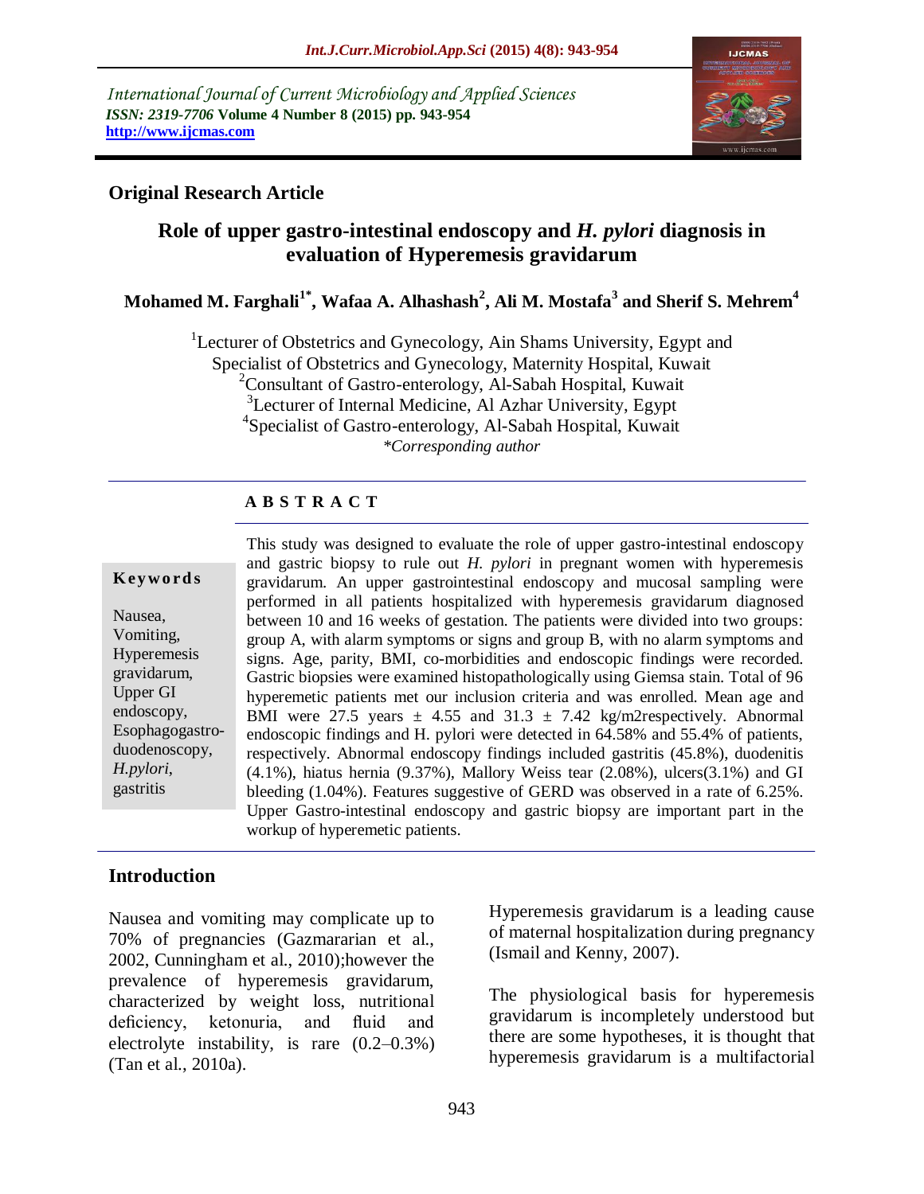International Journal of Current Microbiology and Applied Sciences
*ISSN: 2319-7706* **Volume 4 Number 8 (2015) pp. 943-954**
**http://www.ijcmas.com**

**Original Research Article**

# Role of upper gastro-intestinal endoscopy and *H. pylori* diagnosis in evaluation of Hyperemesis gravidarum

**Mohamed M. Farghali[1*], Wafaa A. Alhashash[2], Ali M. Mostafa[3] and Sherif S. Mehrem[4]**

[1]Lecturer of Obstetrics and Gynecology, Ain Shams University, Egypt and Specialist of Obstetrics and Gynecology, Maternity Hospital, Kuwait
[2]Consultant of Gastro-enterology, Al-Sabah Hospital, Kuwait
[3]Lecturer of Internal Medicine, Al Azhar University, Egypt
[4]Specialist of Gastro-enterology, Al-Sabah Hospital, Kuwait
*\*Corresponding author*

## ABSTRACT

**Keywords**

Nausea, Vomiting, Hyperemesis gravidarum, Upper GI endoscopy, Esophagogastro-duodenoscopy, *H.pylori*, gastritis

This study was designed to evaluate the role of upper gastro-intestinal endoscopy and gastric biopsy to rule out *H. pylori* in pregnant women with hyperemesis gravidarum. An upper gastrointestinal endoscopy and mucosal sampling were performed in all patients hospitalized with hyperemesis gravidarum diagnosed between 10 and 16 weeks of gestation. The patients were divided into two groups: group A, with alarm symptoms or signs and group B, with no alarm symptoms and signs. Age, parity, BMI, co-morbidities and endoscopic findings were recorded. Gastric biopsies were examined histopathologically using Giemsa stain. Total of 96 hyperemetic patients met our inclusion criteria and was enrolled. Mean age and BMI were 27.5 years $\pm$ 4.55 and 31.3 $\pm$ 7.42 kg/m2respectively. Abnormal endoscopic findings and H. pylori were detected in 64.58% and 55.4% of patients, respectively. Abnormal endoscopy findings included gastritis (45.8%), duodenitis (4.1%), hiatus hernia (9.37%), Mallory Weiss tear (2.08%), ulcers(3.1%) and GI bleeding (1.04%). Features suggestive of GERD was observed in a rate of 6.25%. Upper Gastro-intestinal endoscopy and gastric biopsy are important part in the workup of hyperemetic patients.

## Introduction

Nausea and vomiting may complicate up to 70% of pregnancies (Gazmararian et al., 2002, Cunningham et al., 2010);however the prevalence of hyperemesis gravidarum, characterized by weight loss, nutritional deficiency, ketonuria, and fluid and electrolyte instability, is rare (0.2–0.3%) (Tan et al., 2010a).

Hyperemesis gravidarum is a leading cause of maternal hospitalization during pregnancy (Ismail and Kenny, 2007).

The physiological basis for hyperemesis gravidarum is incompletely understood but there are some hypotheses, it is thought that hyperemesis gravidarum is a multifactorial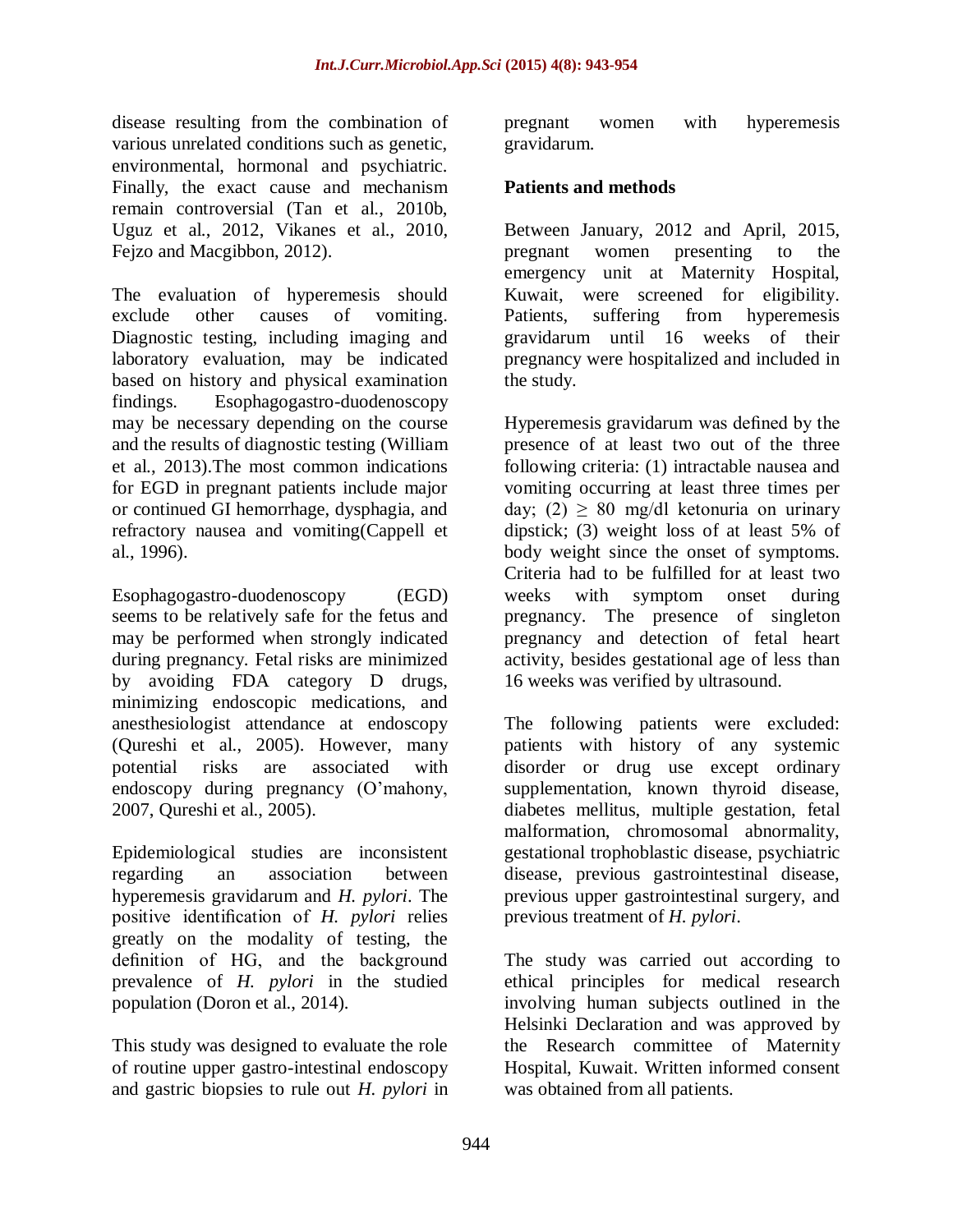disease resulting from the combination of various unrelated conditions such as genetic, environmental, hormonal and psychiatric. Finally, the exact cause and mechanism remain controversial (Tan et al., 2010b, Uguz et al., 2012, Vikanes et al., 2010, Fejzo and Macgibbon, 2012).

The evaluation of hyperemesis should exclude other causes of vomiting. Diagnostic testing, including imaging and laboratory evaluation, may be indicated based on history and physical examination findings. Esophagogastro-duodenoscopy may be necessary depending on the course and the results of diagnostic testing (William et al., 2013).The most common indications for EGD in pregnant patients include major or continued GI hemorrhage, dysphagia, and refractory nausea and vomiting(Cappell et al., 1996).

Esophagogastro-duodenoscopy (EGD) seems to be relatively safe for the fetus and may be performed when strongly indicated during pregnancy. Fetal risks are minimized by avoiding FDA category D drugs, minimizing endoscopic medications, and anesthesiologist attendance at endoscopy (Qureshi et al., 2005). However, many potential risks are associated with endoscopy during pregnancy (O'mahony, 2007, Qureshi et al., 2005).

Epidemiological studies are inconsistent regarding an association between hyperemesis gravidarum and *H. pylori*. The positive identification of *H. pylori* relies greatly on the modality of testing, the definition of HG, and the background prevalence of *H. pylori* in the studied population (Doron et al., 2014).

This study was designed to evaluate the role of routine upper gastro-intestinal endoscopy and gastric biopsies to rule out *H. pylori* in pregnant women with hyperemesis gravidarum.

## Patients and methods

Between January, 2012 and April, 2015, pregnant women presenting to the emergency unit at Maternity Hospital, Kuwait, were screened for eligibility. Patients, suffering from hyperemesis gravidarum until 16 weeks of their pregnancy were hospitalized and included in the study.

Hyperemesis gravidarum was defined by the presence of at least two out of the three following criteria: (1) intractable nausea and vomiting occurring at least three times per day; (2) $\geq$ 80 mg/dl ketonuria on urinary dipstick; (3) weight loss of at least 5% of body weight since the onset of symptoms. Criteria had to be fulfilled for at least two weeks with symptom onset during pregnancy. The presence of singleton pregnancy and detection of fetal heart activity, besides gestational age of less than 16 weeks was verified by ultrasound.

The following patients were excluded: patients with history of any systemic disorder or drug use except ordinary supplementation, known thyroid disease, diabetes mellitus, multiple gestation, fetal malformation, chromosomal abnormality, gestational trophoblastic disease, psychiatric disease, previous gastrointestinal disease, previous upper gastrointestinal surgery, and previous treatment of *H. pylori*.

The study was carried out according to ethical principles for medical research involving human subjects outlined in the Helsinki Declaration and was approved by the Research committee of Maternity Hospital, Kuwait. Written informed consent was obtained from all patients.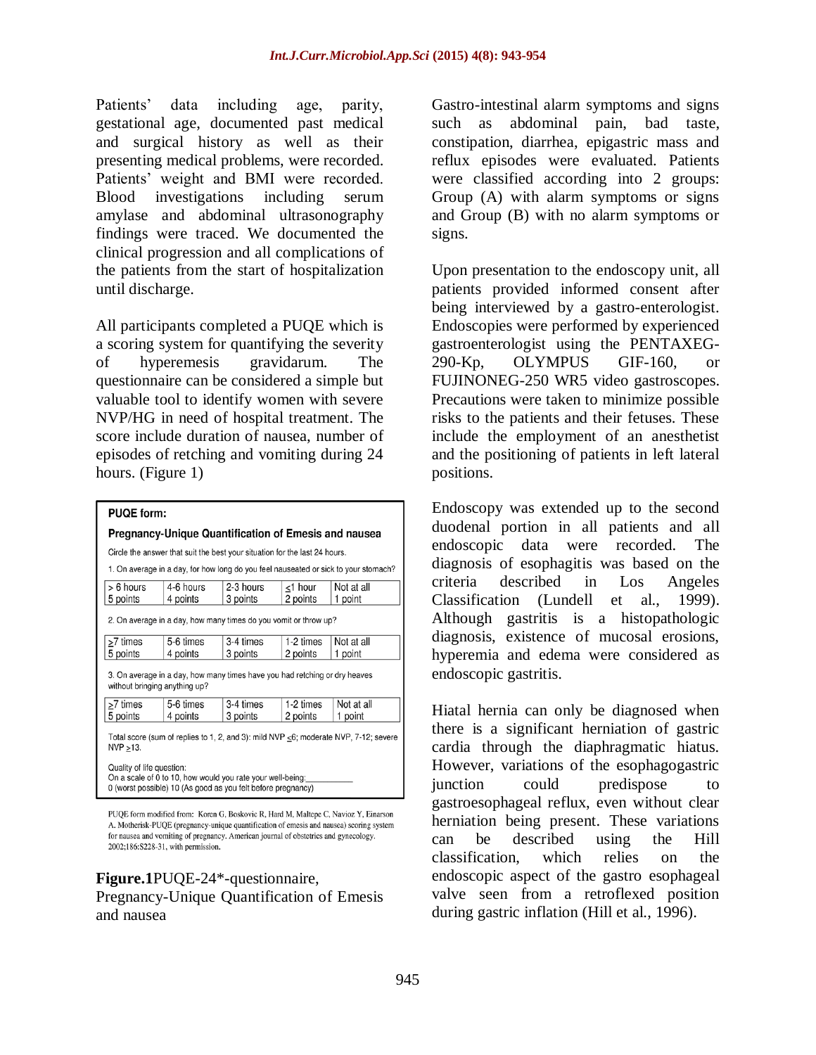Patients' data including age, parity, gestational age, documented past medical and surgical history as well as their presenting medical problems, were recorded. Patients' weight and BMI were recorded. Blood investigations including serum amylase and abdominal ultrasonography findings were traced. We documented the clinical progression and all complications of the patients from the start of hospitalization until discharge.

All participants completed a PUQE which is a scoring system for quantifying the severity of hyperemesis gravidarum. The questionnaire can be considered a simple but valuable tool to identify women with severe NVP/HG in need of hospital treatment. The score include duration of nausea, number of episodes of retching and vomiting during 24 hours. (Figure 1)

**PUQE form:**

**Pregnancy-Unique Quantification of Emesis and nausea**

Circle the answer that suit the best your situation for the last 24 hours.

1. On average in a day, for how long do you feel nauseated or sick to your stomach?

| > 6 hours | 4-6 hours | 2-3 hours | ≤1 hour | Not at all |
|---|---|---|---|---|
| 5 points | 4 points | 3 points | 2 points | 1 point |

2. On average in a day, how many times do you vomit or throw up?

| ≥7 times | 5-6 times | 3-4 times | 1-2 times | Not at all |
|---|---|---|---|---|
| 5 points | 4 points | 3 points | 2 points | 1 point |

3. On average in a day, how many times have you had retching or dry heaves without bringing anything up?

| ≥7 times | 5-6 times | 3-4 times | 1-2 times | Not at all |
|---|---|---|---|---|
| 5 points | 4 points | 3 points | 2 points | 1 point |

Total score (sum of replies to 1, 2, and 3): mild NVP ≤6; moderate NVP, 7-12; severe NVP ≥13.

Quality of life question:
On a scale of 0 to 10, how would you rate your well-being:__________
0 (worst possible) 10 (As good as you felt before pregnancy)

PUQE form modified from: Koren G, Boskovic R, Hard M, Maltepe C, Navioz Y, Einarson A. Motherisk-PUQE (pregnancy-unique quantification of emesis and nausea) scoring system for nausea and vomiting of pregnancy. American journal of obstetrics and gynecology. 2002;186:S228-31, with permission.

**Figure.1**PUQE-24*-questionnaire, Pregnancy-Unique Quantification of Emesis and nausea

Gastro-intestinal alarm symptoms and signs such as abdominal pain, bad taste, constipation, diarrhea, epigastric mass and reflux episodes were evaluated. Patients were classified according into 2 groups: Group (A) with alarm symptoms or signs and Group (B) with no alarm symptoms or signs.

Upon presentation to the endoscopy unit, all patients provided informed consent after being interviewed by a gastro-enterologist. Endoscopies were performed by experienced gastroenterologist using the PENTAXEG-290-Kp, OLYMPUS GIF-160, or FUJINONEG-250 WR5 video gastroscopes. Precautions were taken to minimize possible risks to the patients and their fetuses. These include the employment of an anesthetist and the positioning of patients in left lateral positions.

Endoscopy was extended up to the second duodenal portion in all patients and all endoscopic data were recorded. The diagnosis of esophagitis was based on the criteria described in Los Angeles Classification (Lundell et al., 1999). Although gastritis is a histopathologic diagnosis, existence of mucosal erosions, hyperemia and edema were considered as endoscopic gastritis.

Hiatal hernia can only be diagnosed when there is a significant herniation of gastric cardia through the diaphragmatic hiatus. However, variations of the esophagogastric junction could predispose to gastroesophageal reflux, even without clear herniation being present. These variations can be described using the Hill classification, which relies on the endoscopic aspect of the gastro esophageal valve seen from a retroflexed position during gastric inflation (Hill et al., 1996).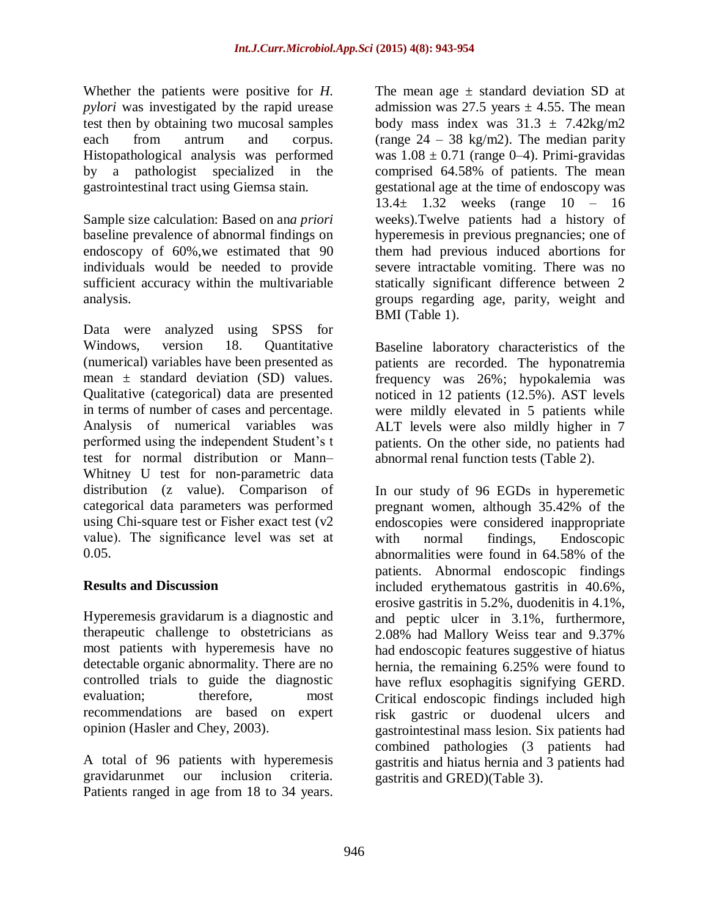Whether the patients were positive for *H. pylori* was investigated by the rapid urease test then by obtaining two mucosal samples each from antrum and corpus. Histopathological analysis was performed by a pathologist specialized in the gastrointestinal tract using Giemsa stain.

Sample size calculation: Based on an*a priori* baseline prevalence of abnormal findings on endoscopy of 60%,we estimated that 90 individuals would be needed to provide sufficient accuracy within the multivariable analysis.

Data were analyzed using SPSS for Windows, version 18. Quantitative (numerical) variables have been presented as mean ± standard deviation (SD) values. Qualitative (categorical) data are presented in terms of number of cases and percentage. Analysis of numerical variables was performed using the independent Student's t test for normal distribution or Mann–Whitney U test for non-parametric data distribution (z value). Comparison of categorical data parameters was performed using Chi-square test or Fisher exact test (v2 value). The significance level was set at 0.05.

## Results and Discussion

Hyperemesis gravidarum is a diagnostic and therapeutic challenge to obstetricians as most patients with hyperemesis have no detectable organic abnormality. There are no controlled trials to guide the diagnostic evaluation; therefore, most recommendations are based on expert opinion (Hasler and Chey, 2003).

A total of 96 patients with hyperemesis gravidarunmet our inclusion criteria. Patients ranged in age from 18 to 34 years. The mean age ± standard deviation SD at admission was 27.5 years ± 4.55. The mean body mass index was 31.3 ± 7.42kg/m2 (range 24 – 38 kg/m2). The median parity was 1.08 ± 0.71 (range 0–4). Primi-gravidas comprised 64.58% of patients. The mean gestational age at the time of endoscopy was 13.4± 1.32 weeks (range 10 – 16 weeks).Twelve patients had a history of hyperemesis in previous pregnancies; one of them had previous induced abortions for severe intractable vomiting. There was no statically significant difference between 2 groups regarding age, parity, weight and BMI (Table 1).

Baseline laboratory characteristics of the patients are recorded. The hyponatremia frequency was 26%; hypokalemia was noticed in 12 patients (12.5%). AST levels were mildly elevated in 5 patients while ALT levels were also mildly higher in 7 patients. On the other side, no patients had abnormal renal function tests (Table 2).

In our study of 96 EGDs in hyperemetic pregnant women, although 35.42% of the endoscopies were considered inappropriate with normal findings, Endoscopic abnormalities were found in 64.58% of the patients. Abnormal endoscopic findings included erythematous gastritis in 40.6%, erosive gastritis in 5.2%, duodenitis in 4.1%, and peptic ulcer in 3.1%, furthermore, 2.08% had Mallory Weiss tear and 9.37% had endoscopic features suggestive of hiatus hernia, the remaining 6.25% were found to have reflux esophagitis signifying GERD. Critical endoscopic findings included high risk gastric or duodenal ulcers and gastrointestinal mass lesion. Six patients had combined pathologies (3 patients had gastritis and hiatus hernia and 3 patients had gastritis and GRED)(Table 3).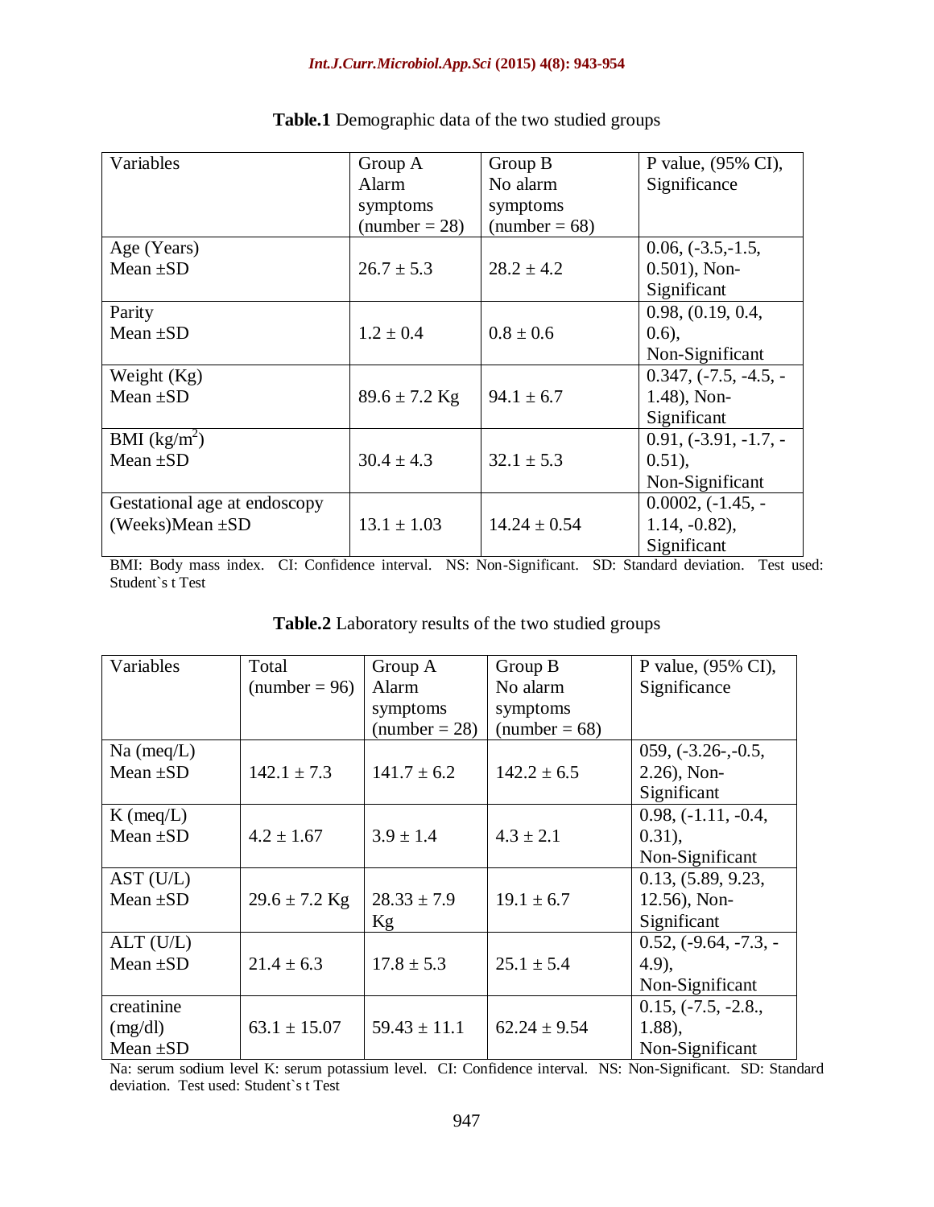**Table.1** Demographic data of the two studied groups

| Variables | Group A Alarm symptoms (number = 28) | Group B No alarm symptoms (number = 68) | P value, (95% CI), Significance |
|---|---|---|---|
| Age (Years) Mean ±SD | 26.7 ± 5.3 | 28.2 ± 4.2 | 0.06, (-3.5,-1.5, 0.501), Non-Significant |
| Parity Mean ±SD | 1.2 ± 0.4 | 0.8 ± 0.6 | 0.98, (0.19, 0.4, 0.6), Non-Significant |
| Weight (Kg) Mean ±SD | 89.6 ± 7.2 Kg | 94.1 ± 6.7 | 0.347, (-7.5, -4.5, -1.48), Non-Significant |
| BMI ($kg/m^2$) Mean ±SD | 30.4 ± 4.3 | 32.1 ± 5.3 | 0.91, (-3.91, -1.7, -0.51), Non-Significant |
| Gestational age at endoscopy (Weeks)Mean ±SD | 13.1 ± 1.03 | 14.24 ± 0.54 | 0.0002, (-1.45, -1.14, -0.82), Significant |

BMI: Body mass index. CI: Confidence interval. NS: Non-Significant. SD: Standard deviation. Test used: Student`s t Test

**Table.2** Laboratory results of the two studied groups

| Variables | Total (number = 96) | Group A Alarm symptoms (number = 28) | Group B No alarm symptoms (number = 68) | P value, (95% CI), Significance |
|---|---|---|---|---|
| Na (meq/L) Mean ±SD | 142.1 ± 7.3 | 141.7 ± 6.2 | 142.2 ± 6.5 | 059, (-3.26-,-0.5, 2.26), Non-Significant |
| K (meq/L) Mean ±SD | 4.2 ± 1.67 | 3.9 ± 1.4 | 4.3 ± 2.1 | 0.98, (-1.11, -0.4, 0.31), Non-Significant |
| AST (U/L) Mean ±SD | 29.6 ± 7.2 Kg | 28.33 ± 7.9 Kg | 19.1 ± 6.7 | 0.13, (5.89, 9.23, 12.56), Non-Significant |
| ALT (U/L) Mean ±SD | 21.4 ± 6.3 | 17.8 ± 5.3 | 25.1 ± 5.4 | 0.52, (-9.64, -7.3, -4.9), Non-Significant |
| creatinine (mg/dl) Mean ±SD | 63.1 ± 15.07 | 59.43 ± 11.1 | 62.24 ± 9.54 | 0.15, (-7.5, -2.8., 1.88), Non-Significant |

Na: serum sodium level K: serum potassium level. CI: Confidence interval. NS: Non-Significant. SD: Standard deviation. Test used: Student`s t Test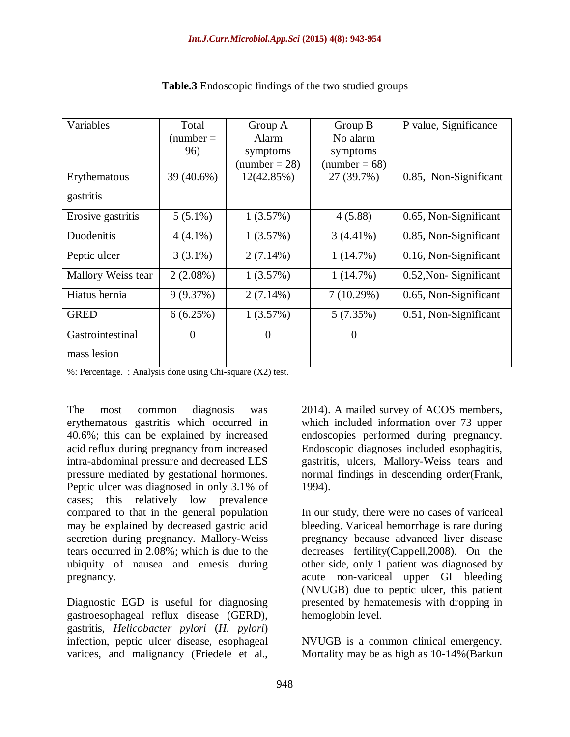**Table.3** Endoscopic findings of the two studied groups

| Variables | Total (number = 96) | Group A Alarm symptoms (number = 28) | Group B No alarm symptoms (number = 68) | P value, Significance |
|---|---|---|---|---|
| Erythematous gastritis | 39 (40.6%) | 12(42.85%) | 27 (39.7%) | 0.85, Non-Significant |
| Erosive gastritis | 5 (5.1%) | 1 (3.57%) | 4 (5.88) | 0.65, Non-Significant |
| Duodenitis | 4 (4.1%) | 1 (3.57%) | 3 (4.41%) | 0.85, Non-Significant |
| Peptic ulcer | 3 (3.1%) | 2 (7.14%) | 1 (14.7%) | 0.16, Non-Significant |
| Mallory Weiss tear | 2 (2.08%) | 1 (3.57%) | 1 (14.7%) | 0.52,Non- Significant |
| Hiatus hernia | 9 (9.37%) | 2 (7.14%) | 7 (10.29%) | 0.65, Non-Significant |
| GRED | 6 (6.25%) | 1 (3.57%) | 5 (7.35%) | 0.51, Non-Significant |
| Gastrointestinal mass lesion | 0 | 0 | 0 | |

%: Percentage. : Analysis done using Chi-square (X2) test.

The most common diagnosis was erythematous gastritis which occurred in 40.6%; this can be explained by increased acid reflux during pregnancy from increased intra-abdominal pressure and decreased LES pressure mediated by gestational hormones. Peptic ulcer was diagnosed in only 3.1% of cases; this relatively low prevalence compared to that in the general population may be explained by decreased gastric acid secretion during pregnancy. Mallory-Weiss tears occurred in 2.08%; which is due to the ubiquity of nausea and emesis during pregnancy.

Diagnostic EGD is useful for diagnosing gastroesophageal reflux disease (GERD), gastritis, *Helicobacter pylori* (*H. pylori*) infection, peptic ulcer disease, esophageal varices, and malignancy (Friedele et al., 2014). A mailed survey of ACOS members, which included information over 73 upper endoscopies performed during pregnancy. Endoscopic diagnoses included esophagitis, gastritis, ulcers, Mallory-Weiss tears and normal findings in descending order(Frank, 1994).

In our study, there were no cases of variceal bleeding. Variceal hemorrhage is rare during pregnancy because advanced liver disease decreases fertility(Cappell,2008). On the other side, only 1 patient was diagnosed by acute non-variceal upper GI bleeding (NVUGB) due to peptic ulcer, this patient presented by hematemesis with dropping in hemoglobin level.

NVUGB is a common clinical emergency. Mortality may be as high as 10-14%(Barkun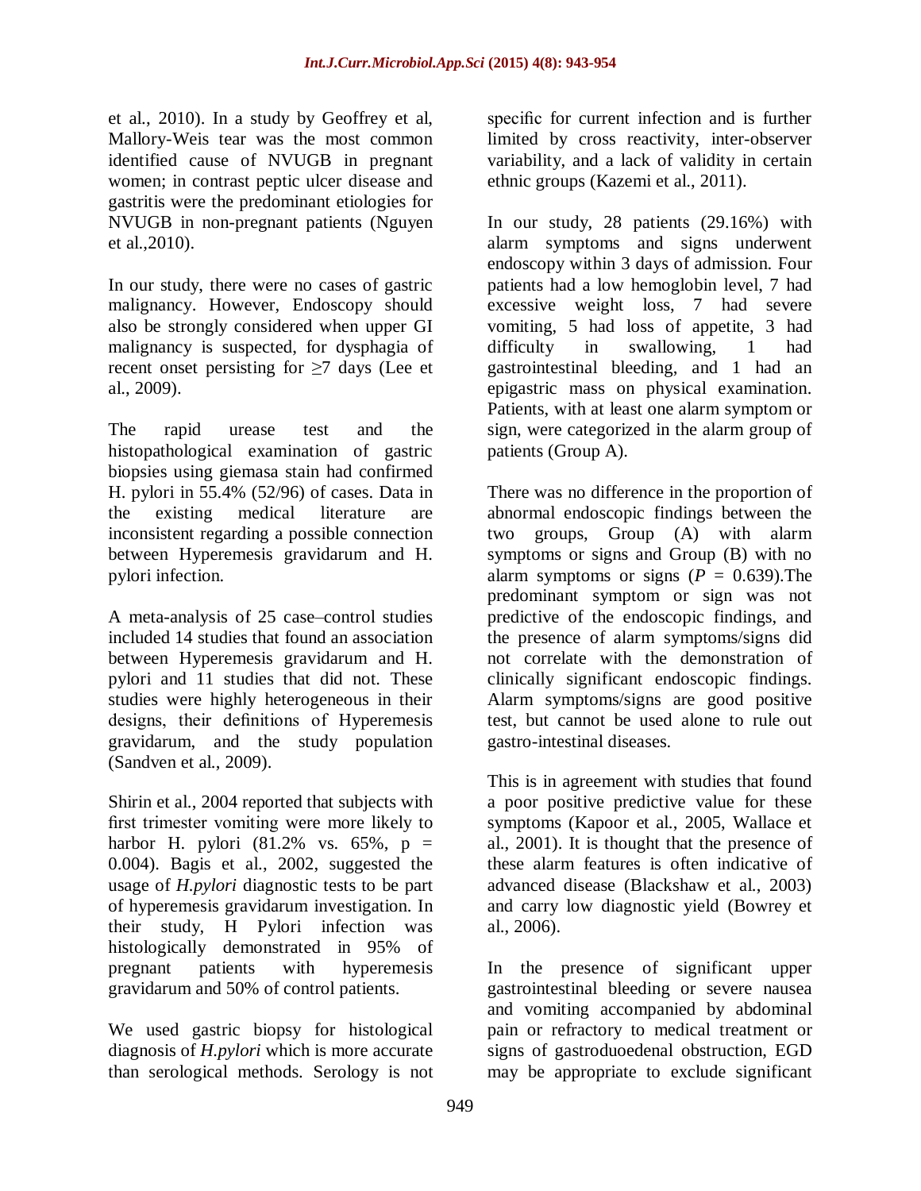et al., 2010). In a study by Geoffrey et al, Mallory-Weis tear was the most common identified cause of NVUGB in pregnant women; in contrast peptic ulcer disease and gastritis were the predominant etiologies for NVUGB in non-pregnant patients (Nguyen et al.,2010).

In our study, there were no cases of gastric malignancy. However, Endoscopy should also be strongly considered when upper GI malignancy is suspected, for dysphagia of recent onset persisting for ≥7 days (Lee et al., 2009).

The rapid urease test and the histopathological examination of gastric biopsies using giemasa stain had confirmed H. pylori in 55.4% (52/96) of cases. Data in the existing medical literature are inconsistent regarding a possible connection between Hyperemesis gravidarum and H. pylori infection.

A meta-analysis of 25 case–control studies included 14 studies that found an association between Hyperemesis gravidarum and H. pylori and 11 studies that did not. These studies were highly heterogeneous in their designs, their definitions of Hyperemesis gravidarum, and the study population (Sandven et al., 2009).

Shirin et al., 2004 reported that subjects with first trimester vomiting were more likely to harbor H. pylori (81.2% vs. 65%, p = 0.004). Bagis et al., 2002, suggested the usage of *H.pylori* diagnostic tests to be part of hyperemesis gravidarum investigation. In their study, H Pylori infection was histologically demonstrated in 95% of pregnant patients with hyperemesis gravidarum and 50% of control patients.

We used gastric biopsy for histological diagnosis of *H.pylori* which is more accurate than serological methods. Serology is not specific for current infection and is further limited by cross reactivity, inter-observer variability, and a lack of validity in certain ethnic groups (Kazemi et al., 2011).

In our study, 28 patients (29.16%) with alarm symptoms and signs underwent endoscopy within 3 days of admission. Four patients had a low hemoglobin level, 7 had excessive weight loss, 7 had severe vomiting, 5 had loss of appetite, 3 had difficulty in swallowing, 1 had gastrointestinal bleeding, and 1 had an epigastric mass on physical examination. Patients, with at least one alarm symptom or sign, were categorized in the alarm group of patients (Group A).

There was no difference in the proportion of abnormal endoscopic findings between the two groups, Group (A) with alarm symptoms or signs and Group (B) with no alarm symptoms or signs ($P$ = 0.639).The predominant symptom or sign was not predictive of the endoscopic findings, and the presence of alarm symptoms/signs did not correlate with the demonstration of clinically significant endoscopic findings. Alarm symptoms/signs are good positive test, but cannot be used alone to rule out gastro-intestinal diseases.

This is in agreement with studies that found a poor positive predictive value for these symptoms (Kapoor et al., 2005, Wallace et al., 2001). It is thought that the presence of these alarm features is often indicative of advanced disease (Blackshaw et al., 2003) and carry low diagnostic yield (Bowrey et al., 2006).

In the presence of significant upper gastrointestinal bleeding or severe nausea and vomiting accompanied by abdominal pain or refractory to medical treatment or signs of gastroduoedenal obstruction, EGD may be appropriate to exclude significant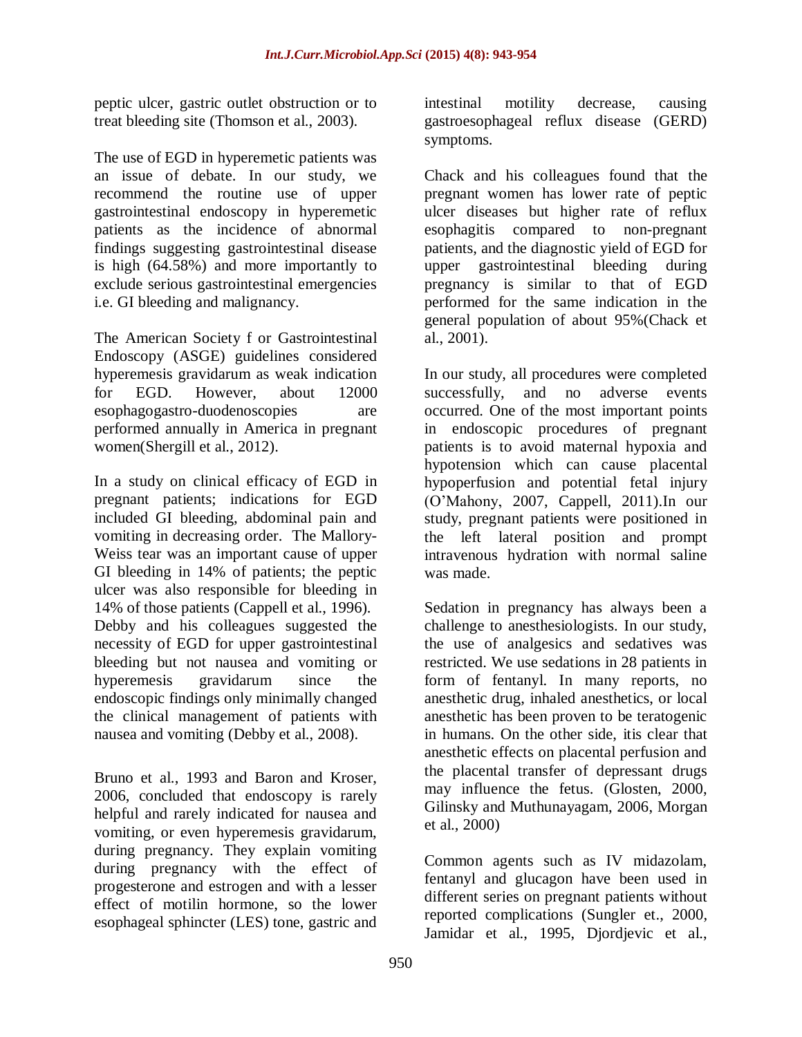peptic ulcer, gastric outlet obstruction or to treat bleeding site (Thomson et al., 2003).

The use of EGD in hyperemetic patients was an issue of debate. In our study, we recommend the routine use of upper gastrointestinal endoscopy in hyperemetic patients as the incidence of abnormal findings suggesting gastrointestinal disease is high (64.58%) and more importantly to exclude serious gastrointestinal emergencies i.e. GI bleeding and malignancy.

The American Society f or Gastrointestinal Endoscopy (ASGE) guidelines considered hyperemesis gravidarum as weak indication for EGD. However, about 12000 esophagogastro-duodenoscopies are performed annually in America in pregnant women(Shergill et al., 2012).

In a study on clinical efficacy of EGD in pregnant patients; indications for EGD included GI bleeding, abdominal pain and vomiting in decreasing order. The Mallory-Weiss tear was an important cause of upper GI bleeding in 14% of patients; the peptic ulcer was also responsible for bleeding in 14% of those patients (Cappell et al., 1996). Debby and his colleagues suggested the necessity of EGD for upper gastrointestinal bleeding but not nausea and vomiting or hyperemesis gravidarum since the endoscopic findings only minimally changed the clinical management of patients with nausea and vomiting (Debby et al., 2008).

Bruno et al., 1993 and Baron and Kroser, 2006, concluded that endoscopy is rarely helpful and rarely indicated for nausea and vomiting, or even hyperemesis gravidarum, during pregnancy. They explain vomiting during pregnancy with the effect of progesterone and estrogen and with a lesser effect of motilin hormone, so the lower esophageal sphincter (LES) tone, gastric and intestinal motility decrease, causing gastroesophageal reflux disease (GERD) symptoms.

Chack and his colleagues found that the pregnant women has lower rate of peptic ulcer diseases but higher rate of reflux esophagitis compared to non-pregnant patients, and the diagnostic yield of EGD for upper gastrointestinal bleeding during pregnancy is similar to that of EGD performed for the same indication in the general population of about 95%(Chack et al., 2001).

In our study, all procedures were completed successfully, and no adverse events occurred. One of the most important points in endoscopic procedures of pregnant patients is to avoid maternal hypoxia and hypotension which can cause placental hypoperfusion and potential fetal injury (O'Mahony, 2007, Cappell, 2011).In our study, pregnant patients were positioned in the left lateral position and prompt intravenous hydration with normal saline was made.

Sedation in pregnancy has always been a challenge to anesthesiologists. In our study, the use of analgesics and sedatives was restricted. We use sedations in 28 patients in form of fentanyl. In many reports, no anesthetic drug, inhaled anesthetics, or local anesthetic has been proven to be teratogenic in humans. On the other side, itis clear that anesthetic effects on placental perfusion and the placental transfer of depressant drugs may influence the fetus. (Glosten, 2000, Gilinsky and Muthunayagam, 2006, Morgan et al., 2000)

Common agents such as IV midazolam, fentanyl and glucagon have been used in different series on pregnant patients without reported complications (Sungler et., 2000, Jamidar et al., 1995, Djordjevic et al.,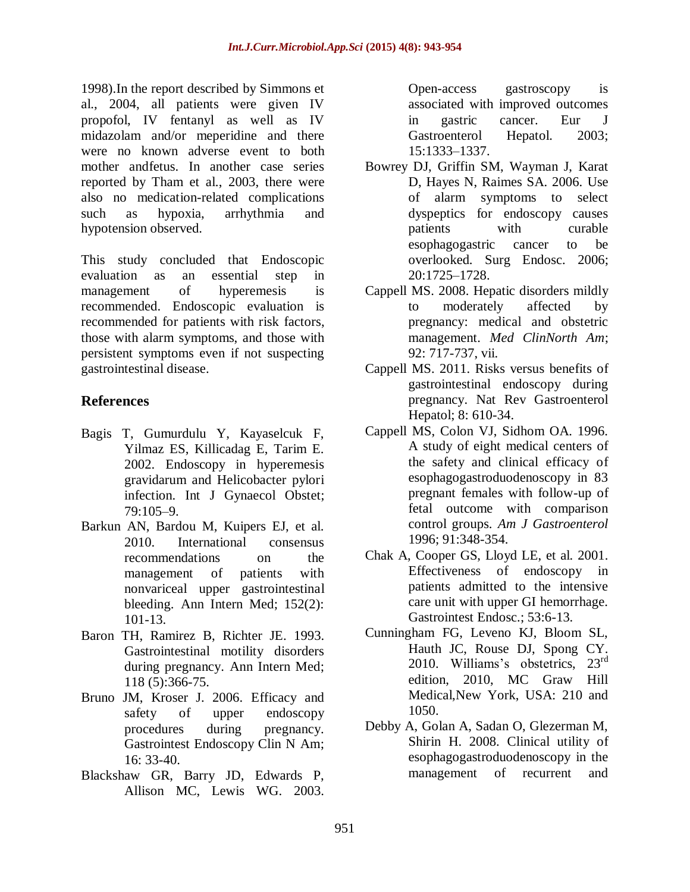1998).In the report described by Simmons et al., 2004, all patients were given IV propofol, IV fentanyl as well as IV midazolam and/or meperidine and there were no known adverse event to both mother andfetus. In another case series reported by Tham et al., 2003, there were also no medication-related complications such as hypoxia, arrhythmia and hypotension observed.

This study concluded that Endoscopic evaluation as an essential step in management of hyperemesis is recommended. Endoscopic evaluation is recommended for patients with risk factors, those with alarm symptoms, and those with persistent symptoms even if not suspecting gastrointestinal disease.

## References

Bagis T, Gumurdulu Y, Kayaselcuk F, Yilmaz ES, Killicadag E, Tarim E. 2002. Endoscopy in hyperemesis gravidarum and Helicobacter pylori infection. Int J Gynaecol Obstet; 79:105–9.

Barkun AN, Bardou M, Kuipers EJ, et al. 2010. International consensus recommendations on the management of patients with nonvariceal upper gastrointestinal bleeding. Ann Intern Med; 152(2): 101-13.

Baron TH, Ramirez B, Richter JE. 1993. Gastrointestinal motility disorders during pregnancy. Ann Intern Med; 118 (5):366-75.

Bruno JM, Kroser J. 2006. Efficacy and safety of upper endoscopy procedures during pregnancy. Gastrointest Endoscopy Clin N Am; 16: 33-40.

Blackshaw GR, Barry JD, Edwards P, Allison MC, Lewis WG. 2003. Open-access gastroscopy is associated with improved outcomes in gastric cancer. Eur J Gastroenterol Hepatol. 2003; 15:1333–1337.

Bowrey DJ, Griffin SM, Wayman J, Karat D, Hayes N, Raimes SA. 2006. Use of alarm symptoms to select dyspeptics for endoscopy causes patients with curable esophagogastric cancer to be overlooked. Surg Endosc. 2006; 20:1725–1728.

Cappell MS. 2008. Hepatic disorders mildly to moderately affected by pregnancy: medical and obstetric management. *Med ClinNorth Am*; 92: 717-737, vii.

Cappell MS. 2011. Risks versus benefits of gastrointestinal endoscopy during pregnancy. Nat Rev Gastroenterol Hepatol; 8: 610-34.

Cappell MS, Colon VJ, Sidhom OA. 1996. A study of eight medical centers of the safety and clinical efficacy of esophagogastroduodenoscopy in 83 pregnant females with follow-up of fetal outcome with comparison control groups. *Am J Gastroenterol* 1996; 91:348-354.

Chak A, Cooper GS, Lloyd LE, et al. 2001. Effectiveness of endoscopy in patients admitted to the intensive care unit with upper GI hemorrhage. Gastrointest Endosc.; 53:6-13.

Cunningham FG, Leveno KJ, Bloom SL, Hauth JC, Rouse DJ, Spong CY. 2010. Williams's obstetrics, 23rd edition, 2010, MC Graw Hill Medical,New York, USA: 210 and 1050.

Debby A, Golan A, Sadan O, Glezerman M, Shirin H. 2008. Clinical utility of esophagogastroduodenoscopy in the management of recurrent and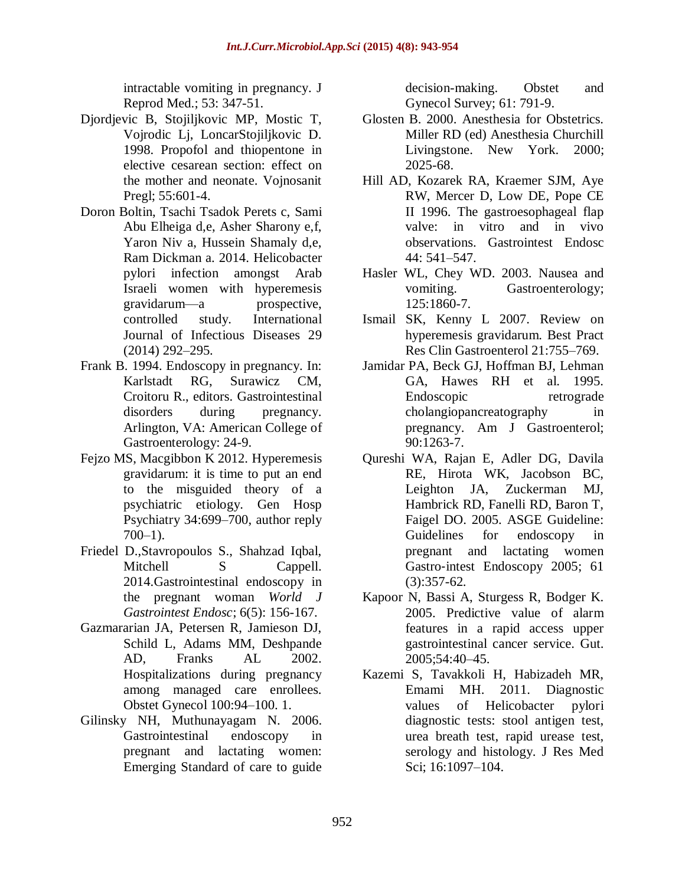intractable vomiting in pregnancy. J Reprod Med.; 53: 347-51.

Djordjevic B, Stojiljkovic MP, Mostic T, Vojrodic Lj, LoncarStojiljkovic D. 1998. Propofol and thiopentone in elective cesarean section: effect on the mother and neonate. Vojnosanit Pregl; 55:601-4.

Doron Boltin, Tsachi Tsadok Perets c, Sami Abu Elheiga d,e, Asher Sharony e,f, Yaron Niv a, Hussein Shamaly d,e, Ram Dickman a. 2014. Helicobacter pylori infection amongst Arab Israeli women with hyperemesis gravidarum—a prospective, controlled study. International Journal of Infectious Diseases 29 (2014) 292–295.

Frank B. 1994. Endoscopy in pregnancy. In: Karlstadt RG, Surawicz CM, Croitoru R., editors. Gastrointestinal disorders during pregnancy. Arlington, VA: American College of Gastroenterology: 24-9.

Fejzo MS, Macgibbon K 2012. Hyperemesis gravidarum: it is time to put an end to the misguided theory of a psychiatric etiology. Gen Hosp Psychiatry 34:699–700, author reply 700–1).

Friedel D.,Stavropoulos S., Shahzad Iqbal, Mitchell S Cappell. 2014.Gastrointestinal endoscopy in the pregnant woman *World J Gastrointest Endosc*; 6(5): 156-167.

Gazmararian JA, Petersen R, Jamieson DJ, Schild L, Adams MM, Deshpande AD, Franks AL 2002. Hospitalizations during pregnancy among managed care enrollees. Obstet Gynecol 100:94–100. 1.

Gilinsky NH, Muthunayagam N. 2006. Gastrointestinal endoscopy in pregnant and lactating women: Emerging Standard of care to guide decision-making. Obstet and Gynecol Survey; 61: 791-9.

Glosten B. 2000. Anesthesia for Obstetrics. Miller RD (ed) Anesthesia Churchill Livingstone. New York. 2000; 2025-68.

Hill AD, Kozarek RA, Kraemer SJM, Aye RW, Mercer D, Low DE, Pope CE II 1996. The gastroesophageal flap valve: in vitro and in vivo observations. Gastrointest Endosc 44: 541–547.

Hasler WL, Chey WD. 2003. Nausea and vomiting. Gastroenterology; 125:1860-7.

Ismail SK, Kenny L 2007. Review on hyperemesis gravidarum. Best Pract Res Clin Gastroenterol 21:755–769.

Jamidar PA, Beck GJ, Hoffman BJ, Lehman GA, Hawes RH et al. 1995. Endoscopic retrograde cholangiopancreatography in pregnancy. Am J Gastroenterol; 90:1263-7.

Qureshi WA, Rajan E, Adler DG, Davila RE, Hirota WK, Jacobson BC, Leighton JA, Zuckerman MJ, Hambrick RD, Fanelli RD, Baron T, Faigel DO. 2005. ASGE Guideline: Guidelines for endoscopy in pregnant and lactating women Gastro-intest Endoscopy 2005; 61 (3):357-62.

Kapoor N, Bassi A, Sturgess R, Bodger K. 2005. Predictive value of alarm features in a rapid access upper gastrointestinal cancer service. Gut. 2005;54:40–45.

Kazemi S, Tavakkoli H, Habizadeh MR, Emami MH. 2011. Diagnostic values of Helicobacter pylori diagnostic tests: stool antigen test, urea breath test, rapid urease test, serology and histology. J Res Med Sci; 16:1097–104.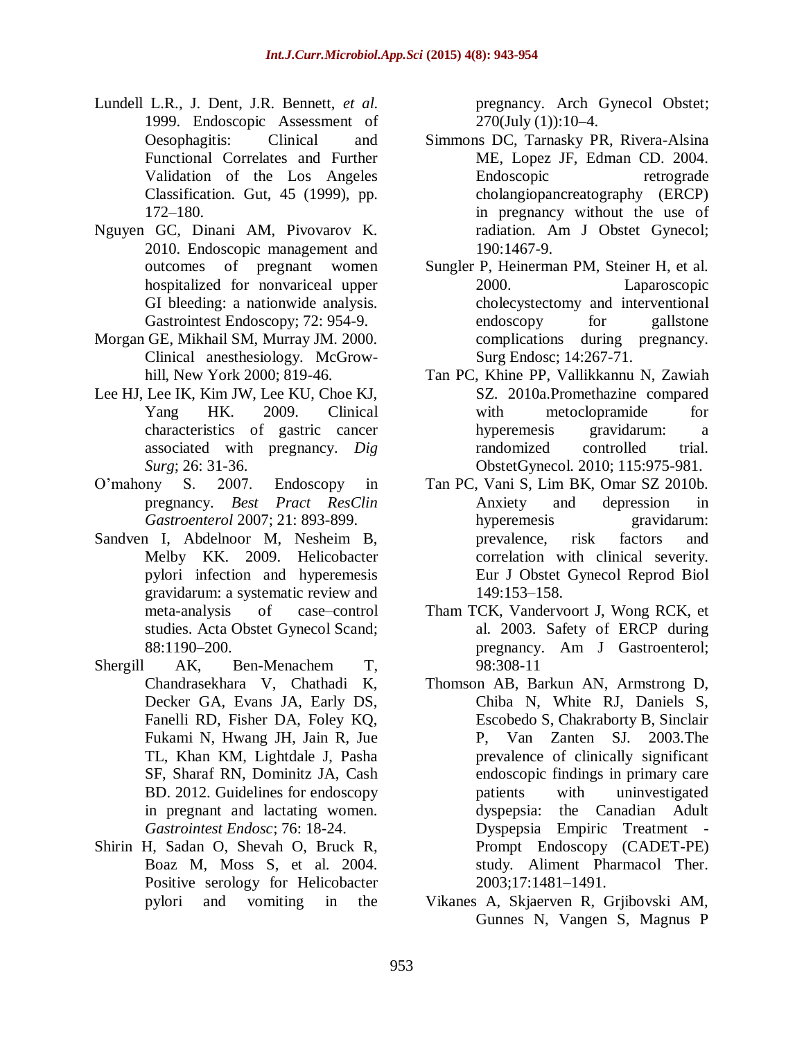Lundell L.R., J. Dent, J.R. Bennett, *et al.* 1999. Endoscopic Assessment of Oesophagitis: Clinical and Functional Correlates and Further Validation of the Los Angeles Classification. Gut, 45 (1999), pp. 172–180.

Nguyen GC, Dinani AM, Pivovarov K. 2010. Endoscopic management and outcomes of pregnant women hospitalized for nonvariceal upper GI bleeding: a nationwide analysis. Gastrointest Endoscopy; 72: 954-9.

Morgan GE, Mikhail SM, Murray JM. 2000. Clinical anesthesiology. McGrow-hill, New York 2000; 819-46.

Lee HJ, Lee IK, Kim JW, Lee KU, Choe KJ, Yang HK. 2009. Clinical characteristics of gastric cancer associated with pregnancy. *Dig Surg*; 26: 31-36.

O'mahony S. 2007. Endoscopy in pregnancy. *Best Pract ResClin Gastroenterol* 2007; 21: 893-899.

Sandven I, Abdelnoor M, Nesheim B, Melby KK. 2009. Helicobacter pylori infection and hyperemesis gravidarum: a systematic review and meta-analysis of case–control studies. Acta Obstet Gynecol Scand; 88:1190–200.

Shergill AK, Ben-Menachem T, Chandrasekhara V, Chathadi K, Decker GA, Evans JA, Early DS, Fanelli RD, Fisher DA, Foley KQ, Fukami N, Hwang JH, Jain R, Jue TL, Khan KM, Lightdale J, Pasha SF, Sharaf RN, Dominitz JA, Cash BD. 2012. Guidelines for endoscopy in pregnant and lactating women. *Gastrointest Endosc*; 76: 18-24.

Shirin H, Sadan O, Shevah O, Bruck R, Boaz M, Moss S, et al. 2004. Positive serology for Helicobacter pylori and vomiting in the pregnancy. Arch Gynecol Obstet; 270(July (1)):10–4.

Simmons DC, Tarnasky PR, Rivera-Alsina ME, Lopez JF, Edman CD. 2004. Endoscopic retrograde cholangiopancreatography (ERCP) in pregnancy without the use of radiation. Am J Obstet Gynecol; 190:1467-9.

Sungler P, Heinerman PM, Steiner H, et al. 2000. Laparoscopic cholecystectomy and interventional endoscopy for gallstone complications during pregnancy. Surg Endosc; 14:267-71.

Tan PC, Khine PP, Vallikkannu N, Zawiah SZ. 2010a.Promethazine compared with metoclopramide for hyperemesis gravidarum: a randomized controlled trial. ObstetGynecol. 2010; 115:975-981.

Tan PC, Vani S, Lim BK, Omar SZ 2010b. Anxiety and depression in hyperemesis gravidarum: prevalence, risk factors and correlation with clinical severity. Eur J Obstet Gynecol Reprod Biol 149:153–158.

Tham TCK, Vandervoort J, Wong RCK, et al. 2003. Safety of ERCP during pregnancy. Am J Gastroenterol; 98:308-11

Thomson AB, Barkun AN, Armstrong D, Chiba N, White RJ, Daniels S, Escobedo S, Chakraborty B, Sinclair P, Van Zanten SJ. 2003.The prevalence of clinically significant endoscopic findings in primary care patients with uninvestigated dyspepsia: the Canadian Adult Dyspepsia Empiric Treatment - Prompt Endoscopy (CADET-PE) study. Aliment Pharmacol Ther. 2003;17:1481–1491.

Vikanes A, Skjaerven R, Grjibovski AM, Gunnes N, Vangen S, Magnus P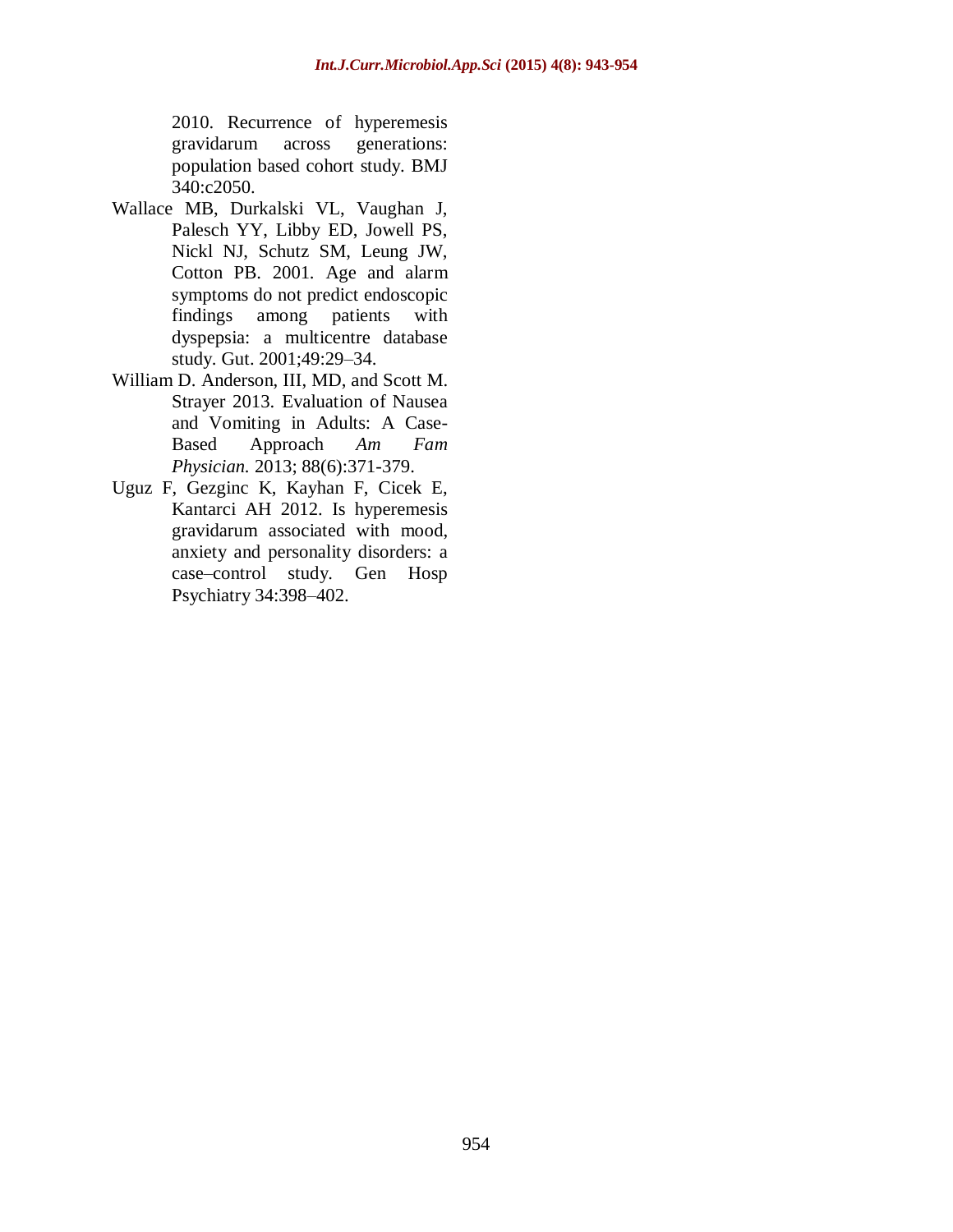2010. Recurrence of hyperemesis gravidarum across generations: population based cohort study. BMJ 340:c2050.

Wallace MB, Durkalski VL, Vaughan J, Palesch YY, Libby ED, Jowell PS, Nickl NJ, Schutz SM, Leung JW, Cotton PB. 2001. Age and alarm symptoms do not predict endoscopic findings among patients with dyspepsia: a multicentre database study. Gut. 2001;49:29–34.

William D. Anderson, III, MD, and Scott M. Strayer 2013. Evaluation of Nausea and Vomiting in Adults: A Case-Based Approach *Am Fam Physician.* 2013; 88(6):371-379.

Uguz F, Gezginc K, Kayhan F, Cicek E, Kantarci AH 2012. Is hyperemesis gravidarum associated with mood, anxiety and personality disorders: a case–control study. Gen Hosp Psychiatry 34:398–402.